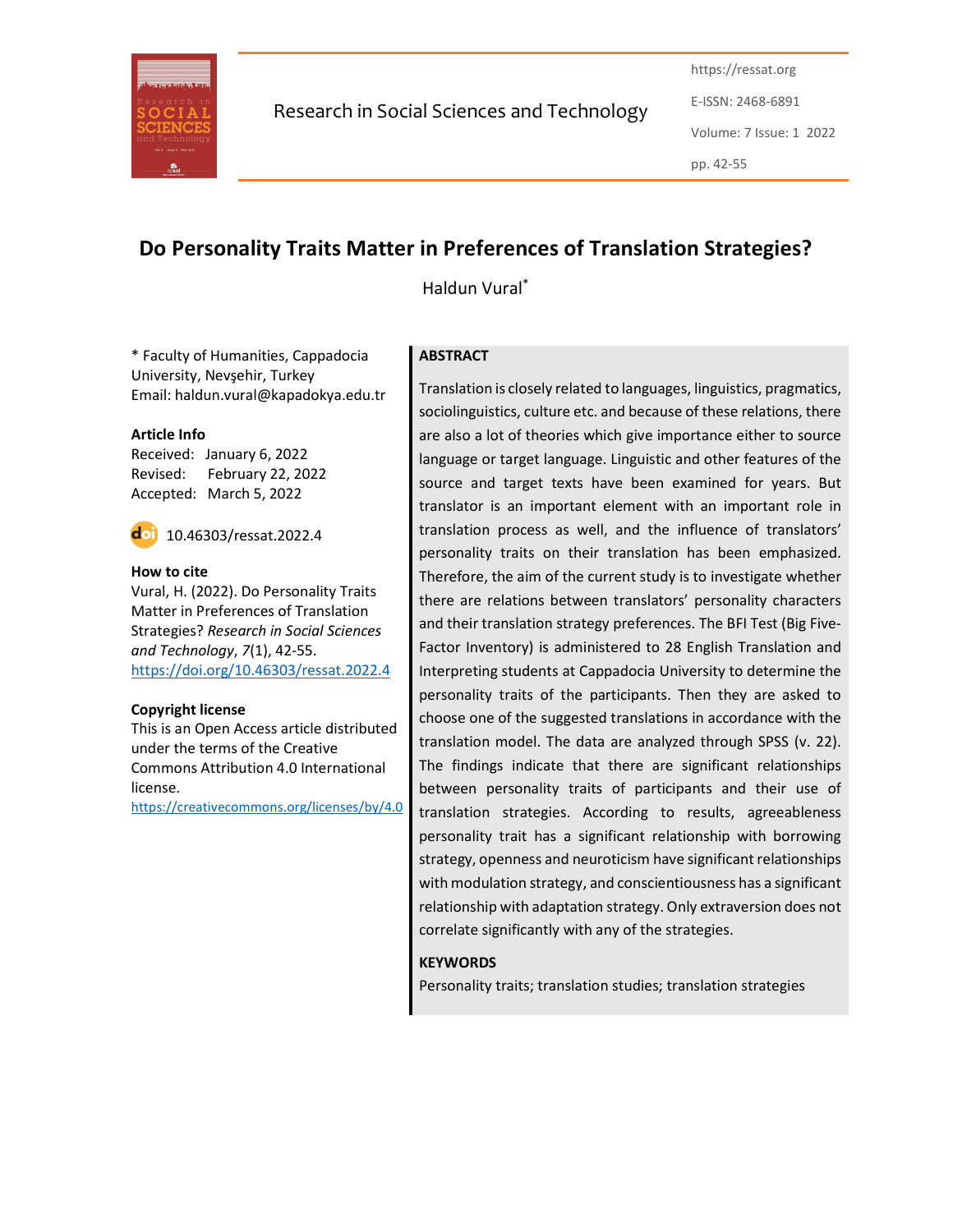Research in Social Sciences and Technology

https://ressat.org

E-ISSN: 2468-6891

Volume: 7 Issue: 1 2022

pp. 42-55

# Do Personality Traits Matter in Preferences of Translation Strategies?

Haldun Vural*

\* Faculty of Humanities, Cappadocia University, Nevşehir, Turkey
Email: haldun.vural@kapadokya.edu.tr

**Article Info**
Received: January 6, 2022
Revised: February 22, 2022
Accepted: March 5, 2022

10.46303/ressat.2022.4

**How to cite**
Vural, H. (2022). Do Personality Traits Matter in Preferences of Translation Strategies? *Research in Social Sciences and Technology*, *7*(1), 42-55.
https://doi.org/10.46303/ressat.2022.4

**Copyright license**
This is an Open Access article distributed under the terms of the Creative Commons Attribution 4.0 International license.
https://creativecommons.org/licenses/by/4.0

## ABSTRACT

Translation is closely related to languages, linguistics, pragmatics, sociolinguistics, culture etc. and because of these relations, there are also a lot of theories which give importance either to source language or target language. Linguistic and other features of the source and target texts have been examined for years. But translator is an important element with an important role in translation process as well, and the influence of translators' personality traits on their translation has been emphasized. Therefore, the aim of the current study is to investigate whether there are relations between translators' personality characters and their translation strategy preferences. The BFI Test (Big Five-Factor Inventory) is administered to 28 English Translation and Interpreting students at Cappadocia University to determine the personality traits of the participants. Then they are asked to choose one of the suggested translations in accordance with the translation model. The data are analyzed through SPSS (v. 22). The findings indicate that there are significant relationships between personality traits of participants and their use of translation strategies. According to results, agreeableness personality trait has a significant relationship with borrowing strategy, openness and neuroticism have significant relationships with modulation strategy, and conscientiousness has a significant relationship with adaptation strategy. Only extraversion does not correlate significantly with any of the strategies.

**KEYWORDS**

Personality traits; translation studies; translation strategies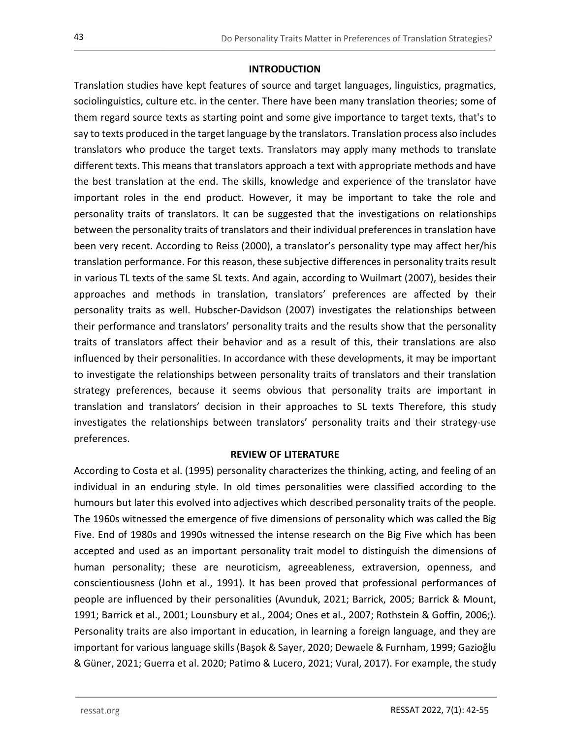## INTRODUCTION

Translation studies have kept features of source and target languages, linguistics, pragmatics, sociolinguistics, culture etc. in the center. There have been many translation theories; some of them regard source texts as starting point and some give importance to target texts, that's to say to texts produced in the target language by the translators. Translation process also includes translators who produce the target texts. Translators may apply many methods to translate different texts. This means that translators approach a text with appropriate methods and have the best translation at the end. The skills, knowledge and experience of the translator have important roles in the end product. However, it may be important to take the role and personality traits of translators. It can be suggested that the investigations on relationships between the personality traits of translators and their individual preferences in translation have been very recent. According to Reiss (2000), a translator's personality type may affect her/his translation performance. For this reason, these subjective differences in personality traits result in various TL texts of the same SL texts. And again, according to Wuilmart (2007), besides their approaches and methods in translation, translators' preferences are affected by their personality traits as well. Hubscher-Davidson (2007) investigates the relationships between their performance and translators' personality traits and the results show that the personality traits of translators affect their behavior and as a result of this, their translations are also influenced by their personalities. In accordance with these developments, it may be important to investigate the relationships between personality traits of translators and their translation strategy preferences, because it seems obvious that personality traits are important in translation and translators' decision in their approaches to SL texts Therefore, this study investigates the relationships between translators' personality traits and their strategy-use preferences.

## REVIEW OF LITERATURE

According to Costa et al. (1995) personality characterizes the thinking, acting, and feeling of an individual in an enduring style. In old times personalities were classified according to the humours but later this evolved into adjectives which described personality traits of the people. The 1960s witnessed the emergence of five dimensions of personality which was called the Big Five. End of 1980s and 1990s witnessed the intense research on the Big Five which has been accepted and used as an important personality trait model to distinguish the dimensions of human personality; these are neuroticism, agreeableness, extraversion, openness, and conscientiousness (John et al., 1991). It has been proved that professional performances of people are influenced by their personalities (Avunduk, 2021; Barrick, 2005; Barrick & Mount, 1991; Barrick et al., 2001; Lounsbury et al., 2004; Ones et al., 2007; Rothstein & Goffin, 2006;). Personality traits are also important in education, in learning a foreign language, and they are important for various language skills (Başok & Sayer, 2020; Dewaele & Furnham, 1999; Gazioğlu & Güner, 2021; Guerra et al. 2020; Patimo & Lucero, 2021; Vural, 2017). For example, the study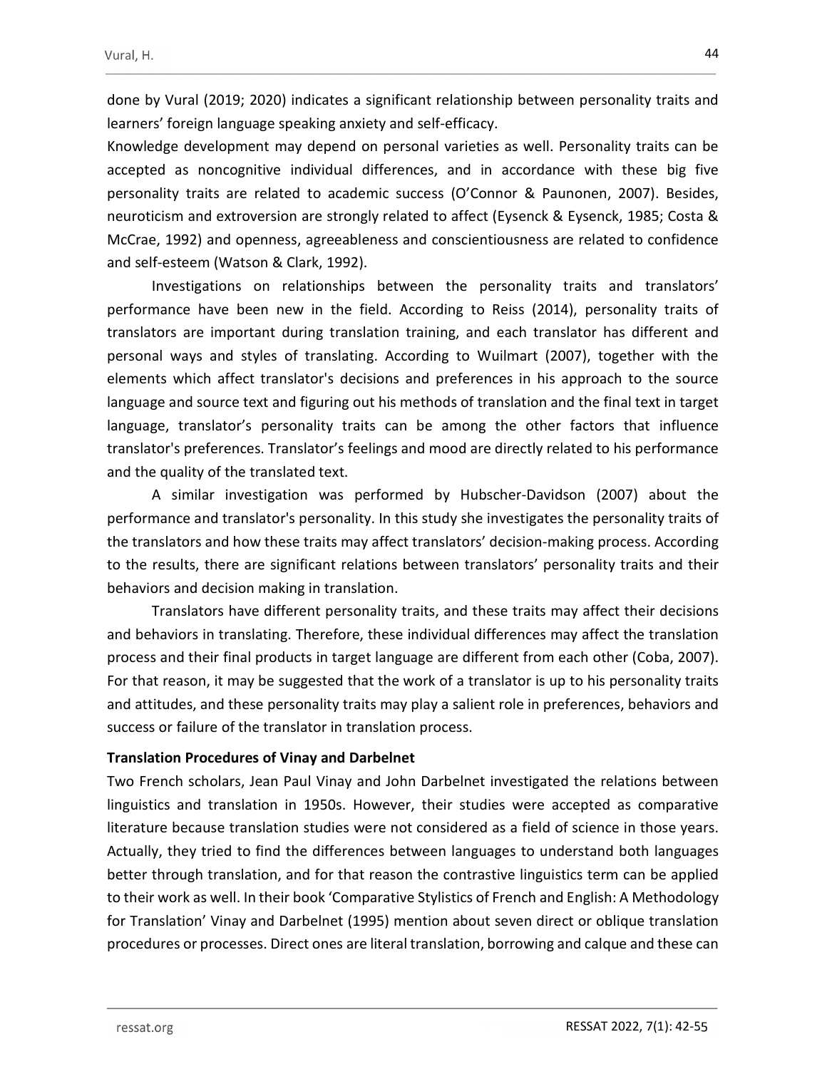done by Vural (2019; 2020) indicates a significant relationship between personality traits and learners' foreign language speaking anxiety and self-efficacy.

Knowledge development may depend on personal varieties as well. Personality traits can be accepted as noncognitive individual differences, and in accordance with these big five personality traits are related to academic success (O'Connor & Paunonen, 2007). Besides, neuroticism and extroversion are strongly related to affect (Eysenck & Eysenck, 1985; Costa & McCrae, 1992) and openness, agreeableness and conscientiousness are related to confidence and self-esteem (Watson & Clark, 1992).

Investigations on relationships between the personality traits and translators' performance have been new in the field. According to Reiss (2014), personality traits of translators are important during translation training, and each translator has different and personal ways and styles of translating. According to Wuilmart (2007), together with the elements which affect translator's decisions and preferences in his approach to the source language and source text and figuring out his methods of translation and the final text in target language, translator's personality traits can be among the other factors that influence translator's preferences. Translator's feelings and mood are directly related to his performance and the quality of the translated text.

A similar investigation was performed by Hubscher-Davidson (2007) about the performance and translator's personality. In this study she investigates the personality traits of the translators and how these traits may affect translators' decision-making process. According to the results, there are significant relations between translators' personality traits and their behaviors and decision making in translation.

Translators have different personality traits, and these traits may affect their decisions and behaviors in translating. Therefore, these individual differences may affect the translation process and their final products in target language are different from each other (Coba, 2007). For that reason, it may be suggested that the work of a translator is up to his personality traits and attitudes, and these personality traits may play a salient role in preferences, behaviors and success or failure of the translator in translation process.

**Translation Procedures of Vinay and Darbelnet**

Two French scholars, Jean Paul Vinay and John Darbelnet investigated the relations between linguistics and translation in 1950s. However, their studies were accepted as comparative literature because translation studies were not considered as a field of science in those years. Actually, they tried to find the differences between languages to understand both languages better through translation, and for that reason the contrastive linguistics term can be applied to their work as well. In their book 'Comparative Stylistics of French and English: A Methodology for Translation' Vinay and Darbelnet (1995) mention about seven direct or oblique translation procedures or processes. Direct ones are literal translation, borrowing and calque and these can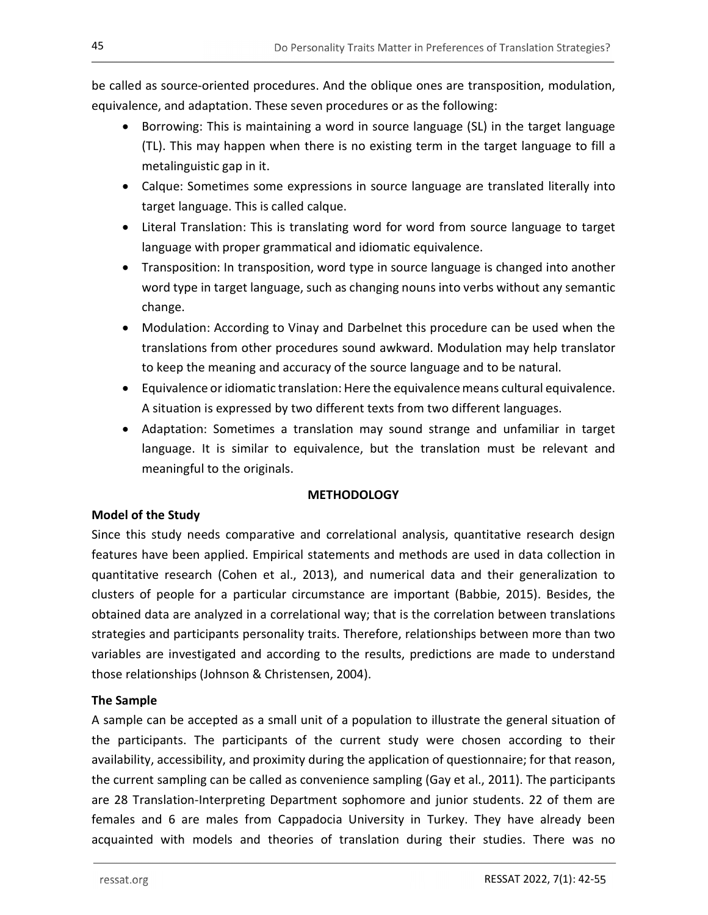be called as source-oriented procedures. And the oblique ones are transposition, modulation, equivalence, and adaptation. These seven procedures or as the following:

- Borrowing: This is maintaining a word in source language (SL) in the target language (TL). This may happen when there is no existing term in the target language to fill a metalinguistic gap in it.
- Calque: Sometimes some expressions in source language are translated literally into target language. This is called calque.
- Literal Translation: This is translating word for word from source language to target language with proper grammatical and idiomatic equivalence.
- Transposition: In transposition, word type in source language is changed into another word type in target language, such as changing nouns into verbs without any semantic change.
- Modulation: According to Vinay and Darbelnet this procedure can be used when the translations from other procedures sound awkward. Modulation may help translator to keep the meaning and accuracy of the source language and to be natural.
- Equivalence or idiomatic translation: Here the equivalence means cultural equivalence. A situation is expressed by two different texts from two different languages.
- Adaptation: Sometimes a translation may sound strange and unfamiliar in target language. It is similar to equivalence, but the translation must be relevant and meaningful to the originals.

## METHODOLOGY

### Model of the Study

Since this study needs comparative and correlational analysis, quantitative research design features have been applied. Empirical statements and methods are used in data collection in quantitative research (Cohen et al., 2013), and numerical data and their generalization to clusters of people for a particular circumstance are important (Babbie, 2015). Besides, the obtained data are analyzed in a correlational way; that is the correlation between translations strategies and participants personality traits. Therefore, relationships between more than two variables are investigated and according to the results, predictions are made to understand those relationships (Johnson & Christensen, 2004).

### The Sample

A sample can be accepted as a small unit of a population to illustrate the general situation of the participants. The participants of the current study were chosen according to their availability, accessibility, and proximity during the application of questionnaire; for that reason, the current sampling can be called as convenience sampling (Gay et al., 2011). The participants are 28 Translation-Interpreting Department sophomore and junior students. 22 of them are females and 6 are males from Cappadocia University in Turkey. They have already been acquainted with models and theories of translation during their studies. There was no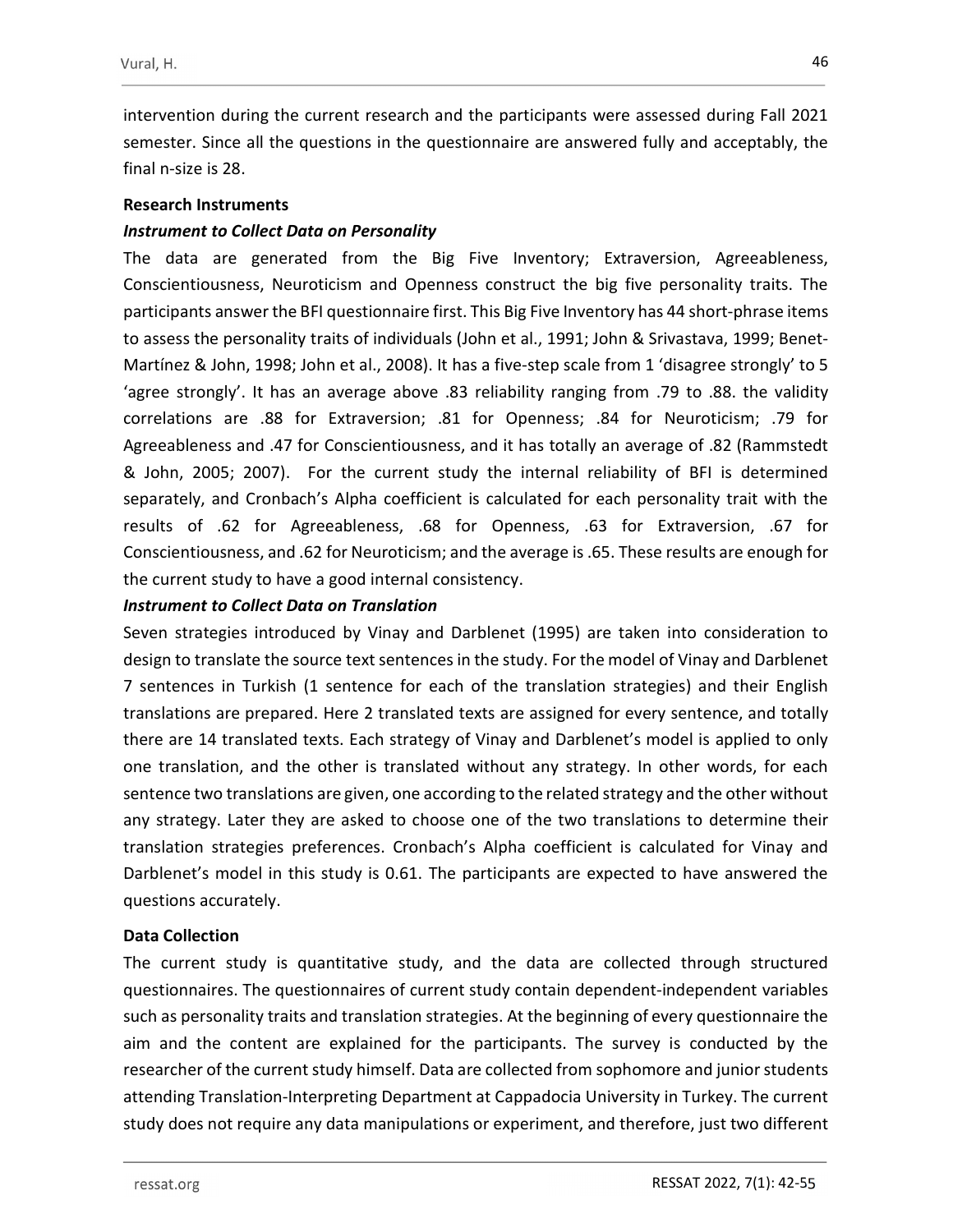intervention during the current research and the participants were assessed during Fall 2021 semester. Since all the questions in the questionnaire are answered fully and acceptably, the final n-size is 28.

**Research Instruments**

***Instrument to Collect Data on Personality***

The data are generated from the Big Five Inventory; Extraversion, Agreeableness, Conscientiousness, Neuroticism and Openness construct the big five personality traits. The participants answer the BFI questionnaire first. This Big Five Inventory has 44 short-phrase items to assess the personality traits of individuals (John et al., 1991; John & Srivastava, 1999; Benet-Martínez & John, 1998; John et al., 2008). It has a five-step scale from 1 'disagree strongly' to 5 'agree strongly'. It has an average above .83 reliability ranging from .79 to .88. the validity correlations are .88 for Extraversion; .81 for Openness; .84 for Neuroticism; .79 for Agreeableness and .47 for Conscientiousness, and it has totally an average of .82 (Rammstedt & John, 2005; 2007). For the current study the internal reliability of BFI is determined separately, and Cronbach's Alpha coefficient is calculated for each personality trait with the results of .62 for Agreeableness, .68 for Openness, .63 for Extraversion, .67 for Conscientiousness, and .62 for Neuroticism; and the average is .65. These results are enough for the current study to have a good internal consistency.

***Instrument to Collect Data on Translation***

Seven strategies introduced by Vinay and Darblenet (1995) are taken into consideration to design to translate the source text sentences in the study. For the model of Vinay and Darblenet 7 sentences in Turkish (1 sentence for each of the translation strategies) and their English translations are prepared. Here 2 translated texts are assigned for every sentence, and totally there are 14 translated texts. Each strategy of Vinay and Darblenet's model is applied to only one translation, and the other is translated without any strategy. In other words, for each sentence two translations are given, one according to the related strategy and the other without any strategy. Later they are asked to choose one of the two translations to determine their translation strategies preferences. Cronbach's Alpha coefficient is calculated for Vinay and Darblenet's model in this study is 0.61. The participants are expected to have answered the questions accurately.

**Data Collection**

The current study is quantitative study, and the data are collected through structured questionnaires. The questionnaires of current study contain dependent-independent variables such as personality traits and translation strategies. At the beginning of every questionnaire the aim and the content are explained for the participants. The survey is conducted by the researcher of the current study himself. Data are collected from sophomore and junior students attending Translation-Interpreting Department at Cappadocia University in Turkey. The current study does not require any data manipulations or experiment, and therefore, just two different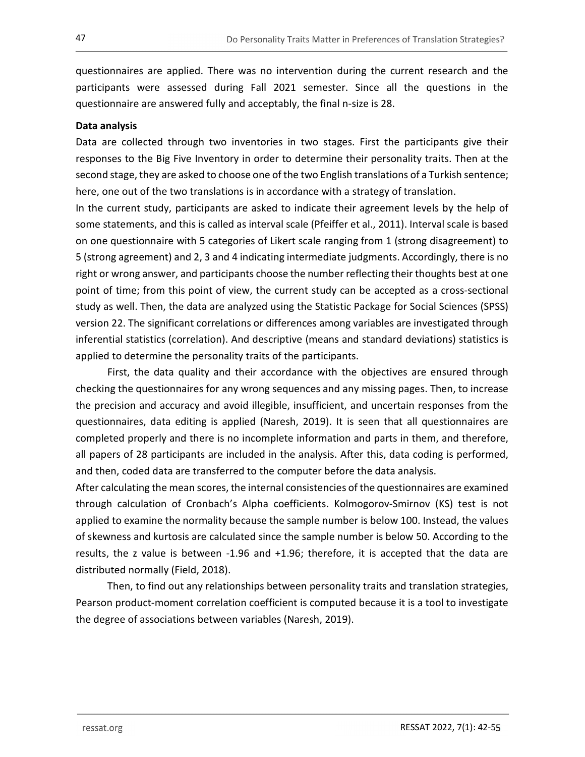questionnaires are applied. There was no intervention during the current research and the participants were assessed during Fall 2021 semester. Since all the questions in the questionnaire are answered fully and acceptably, the final n-size is 28.

**Data analysis**

Data are collected through two inventories in two stages. First the participants give their responses to the Big Five Inventory in order to determine their personality traits. Then at the second stage, they are asked to choose one of the two English translations of a Turkish sentence; here, one out of the two translations is in accordance with a strategy of translation.

In the current study, participants are asked to indicate their agreement levels by the help of some statements, and this is called as interval scale (Pfeiffer et al., 2011). Interval scale is based on one questionnaire with 5 categories of Likert scale ranging from 1 (strong disagreement) to 5 (strong agreement) and 2, 3 and 4 indicating intermediate judgments. Accordingly, there is no right or wrong answer, and participants choose the number reflecting their thoughts best at one point of time; from this point of view, the current study can be accepted as a cross-sectional study as well. Then, the data are analyzed using the Statistic Package for Social Sciences (SPSS) version 22. The significant correlations or differences among variables are investigated through inferential statistics (correlation). And descriptive (means and standard deviations) statistics is applied to determine the personality traits of the participants.

First, the data quality and their accordance with the objectives are ensured through checking the questionnaires for any wrong sequences and any missing pages. Then, to increase the precision and accuracy and avoid illegible, insufficient, and uncertain responses from the questionnaires, data editing is applied (Naresh, 2019). It is seen that all questionnaires are completed properly and there is no incomplete information and parts in them, and therefore, all papers of 28 participants are included in the analysis. After this, data coding is performed, and then, coded data are transferred to the computer before the data analysis.

After calculating the mean scores, the internal consistencies of the questionnaires are examined through calculation of Cronbach's Alpha coefficients. Kolmogorov-Smirnov (KS) test is not applied to examine the normality because the sample number is below 100. Instead, the values of skewness and kurtosis are calculated since the sample number is below 50. According to the results, the z value is between -1.96 and +1.96; therefore, it is accepted that the data are distributed normally (Field, 2018).

Then, to find out any relationships between personality traits and translation strategies, Pearson product-moment correlation coefficient is computed because it is a tool to investigate the degree of associations between variables (Naresh, 2019).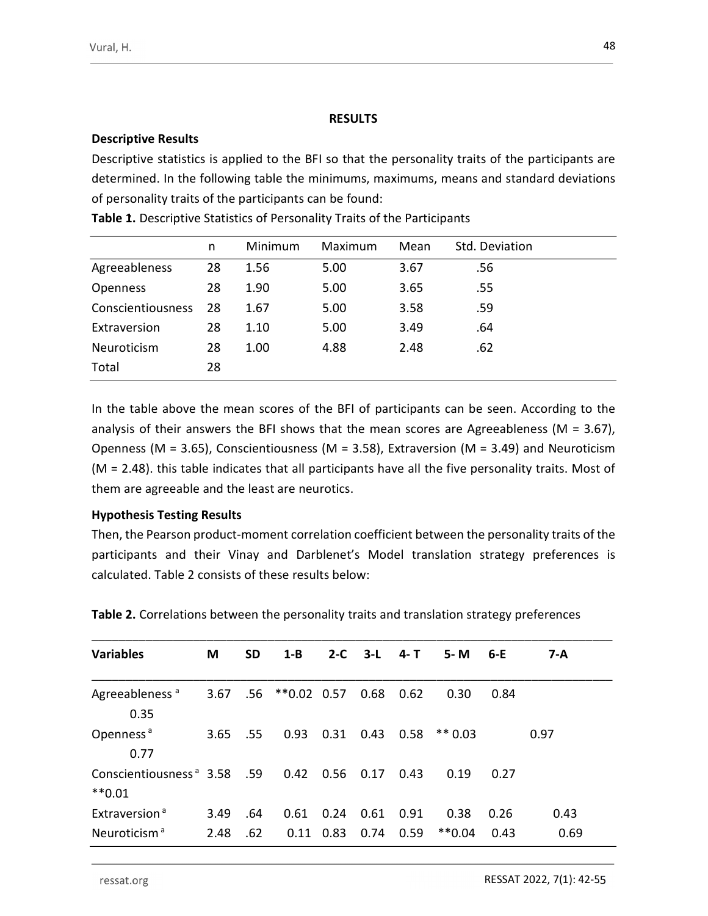## RESULTS

### Descriptive Results

Descriptive statistics is applied to the BFI so that the personality traits of the participants are determined. In the following table the minimums, maximums, means and standard deviations of personality traits of the participants can be found:

**Table 1.** Descriptive Statistics of Personality Traits of the Participants

| | n | Minimum | Maximum | Mean | Std. Deviation |
|---|---|---|---|---|---|
| Agreeableness | 28 | 1.56 | 5.00 | 3.67 | .56 |
| Openness | 28 | 1.90 | 5.00 | 3.65 | .55 |
| Conscientiousness | 28 | 1.67 | 5.00 | 3.58 | .59 |
| Extraversion | 28 | 1.10 | 5.00 | 3.49 | .64 |
| Neuroticism | 28 | 1.00 | 4.88 | 2.48 | .62 |
| Total | 28 | | | | |

In the table above the mean scores of the BFI of participants can be seen. According to the analysis of their answers the BFI shows that the mean scores are Agreeableness (M = 3.67), Openness (M = 3.65), Conscientiousness (M = 3.58), Extraversion (M = 3.49) and Neuroticism (M = 2.48). this table indicates that all participants have all the five personality traits. Most of them are agreeable and the least are neurotics.

### Hypothesis Testing Results

Then, the Pearson product-moment correlation coefficient between the personality traits of the participants and their Vinay and Darblenet's Model translation strategy preferences is calculated. Table 2 consists of these results below:

**Table 2.** Correlations between the personality traits and translation strategy preferences

| Variables | M | SD | 1-B | 2-C | 3-L | 4- T | 5- M | 6-E | 7-A |
|---|---|---|---|---|---|---|---|---|---|
| Agreeableness [a] | 3.67 | .56 | **0.02 | 0.57 | 0.68 | 0.62 | 0.30 | 0.84 | 0.35 |
| Openness [a] | 3.65 | .55 | 0.93 | 0.31 | 0.43 | 0.58 | ** 0.03 | 0.97 | 0.77 |
| Conscientiousness [a] | 3.58 | .59 | 0.42 | 0.56 | 0.17 | 0.43 | 0.19 | 0.27 | **0.01 |
| Extraversion [a] | 3.49 | .64 | 0.61 | 0.24 | 0.61 | 0.91 | 0.38 | 0.26 | 0.43 |
| Neuroticism [a] | 2.48 | .62 | 0.11 | 0.83 | 0.74 | 0.59 | **0.04 | 0.43 | 0.69 |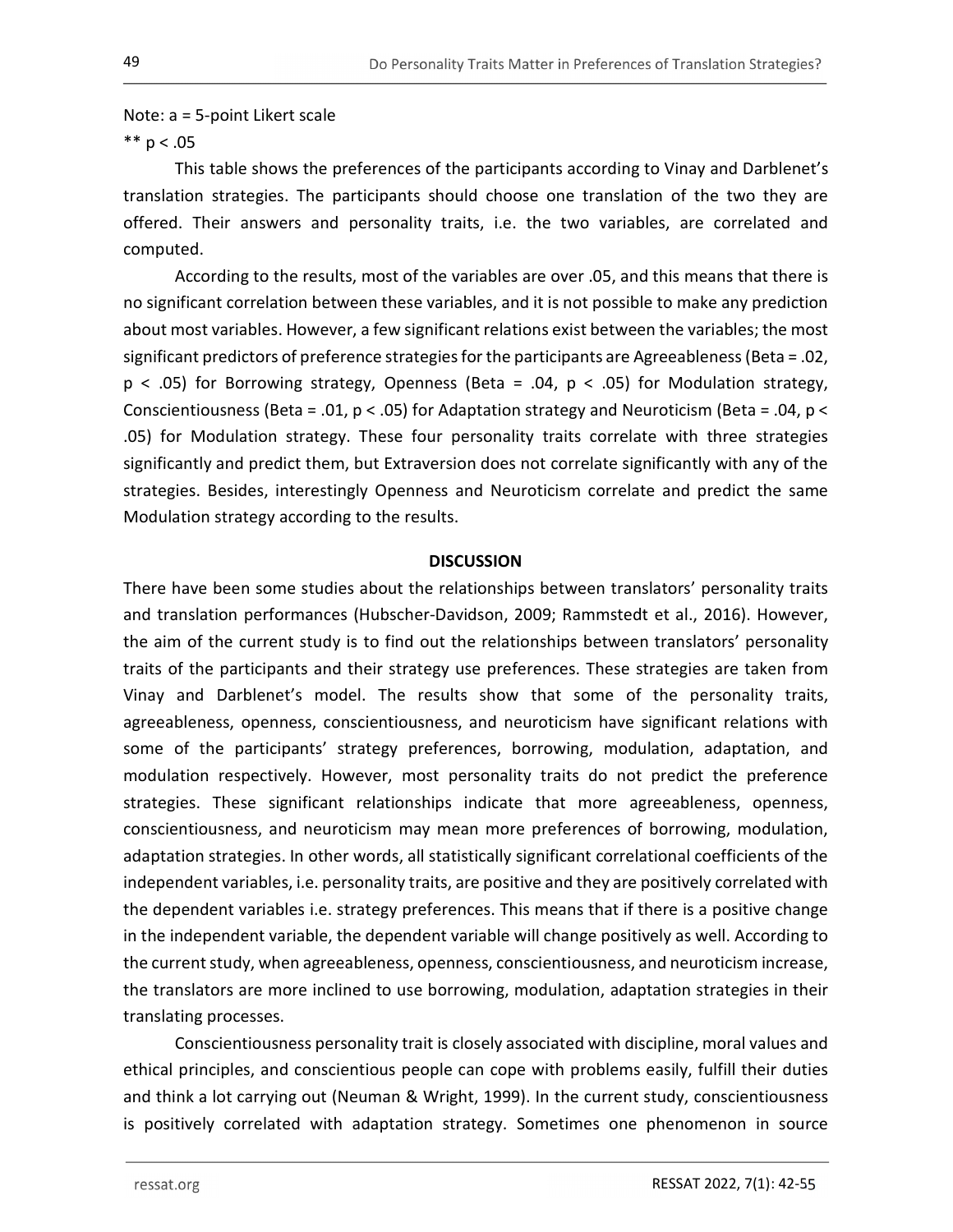Note: a = 5-point Likert scale

** $p < .05$

This table shows the preferences of the participants according to Vinay and Darblenet's translation strategies. The participants should choose one translation of the two they are offered. Their answers and personality traits, i.e. the two variables, are correlated and computed.

According to the results, most of the variables are over .05, and this means that there is no significant correlation between these variables, and it is not possible to make any prediction about most variables. However, a few significant relations exist between the variables; the most significant predictors of preference strategies for the participants are Agreeableness (Beta = .02, $p < .05$) for Borrowing strategy, Openness (Beta = .04, $p < .05$) for Modulation strategy, Conscientiousness (Beta = .01, $p < .05$) for Adaptation strategy and Neuroticism (Beta = .04, $p < .05$) for Modulation strategy. These four personality traits correlate with three strategies significantly and predict them, but Extraversion does not correlate significantly with any of the strategies. Besides, interestingly Openness and Neuroticism correlate and predict the same Modulation strategy according to the results.

## DISCUSSION

There have been some studies about the relationships between translators' personality traits and translation performances (Hubscher-Davidson, 2009; Rammstedt et al., 2016). However, the aim of the current study is to find out the relationships between translators' personality traits of the participants and their strategy use preferences. These strategies are taken from Vinay and Darblenet's model. The results show that some of the personality traits, agreeableness, openness, conscientiousness, and neuroticism have significant relations with some of the participants' strategy preferences, borrowing, modulation, adaptation, and modulation respectively. However, most personality traits do not predict the preference strategies. These significant relationships indicate that more agreeableness, openness, conscientiousness, and neuroticism may mean more preferences of borrowing, modulation, adaptation strategies. In other words, all statistically significant correlational coefficients of the independent variables, i.e. personality traits, are positive and they are positively correlated with the dependent variables i.e. strategy preferences. This means that if there is a positive change in the independent variable, the dependent variable will change positively as well. According to the current study, when agreeableness, openness, conscientiousness, and neuroticism increase, the translators are more inclined to use borrowing, modulation, adaptation strategies in their translating processes.

Conscientiousness personality trait is closely associated with discipline, moral values and ethical principles, and conscientious people can cope with problems easily, fulfill their duties and think a lot carrying out (Neuman & Wright, 1999). In the current study, conscientiousness is positively correlated with adaptation strategy. Sometimes one phenomenon in source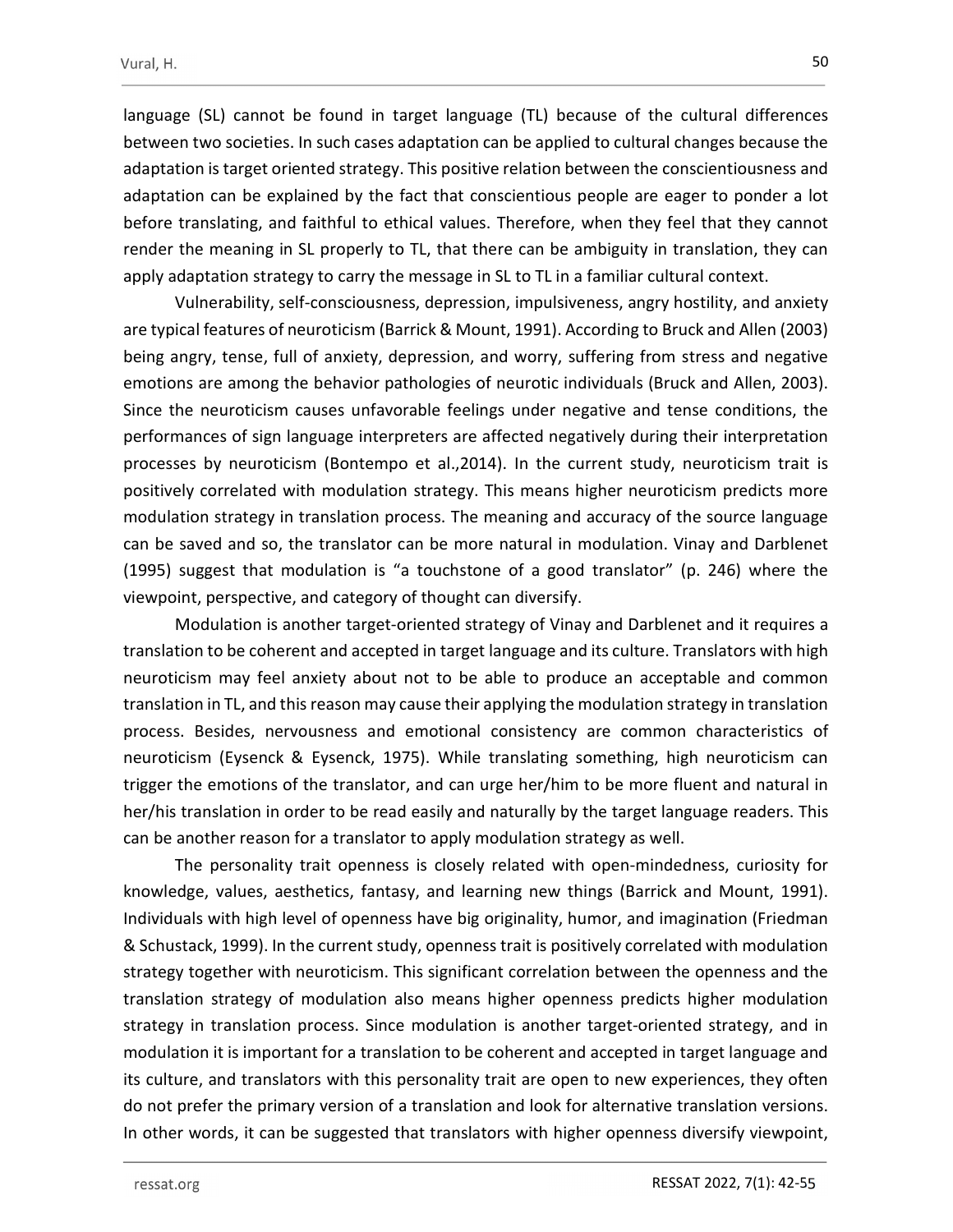language (SL) cannot be found in target language (TL) because of the cultural differences between two societies. In such cases adaptation can be applied to cultural changes because the adaptation is target oriented strategy. This positive relation between the conscientiousness and adaptation can be explained by the fact that conscientious people are eager to ponder a lot before translating, and faithful to ethical values. Therefore, when they feel that they cannot render the meaning in SL properly to TL, that there can be ambiguity in translation, they can apply adaptation strategy to carry the message in SL to TL in a familiar cultural context.

Vulnerability, self-consciousness, depression, impulsiveness, angry hostility, and anxiety are typical features of neuroticism (Barrick & Mount, 1991). According to Bruck and Allen (2003) being angry, tense, full of anxiety, depression, and worry, suffering from stress and negative emotions are among the behavior pathologies of neurotic individuals (Bruck and Allen, 2003). Since the neuroticism causes unfavorable feelings under negative and tense conditions, the performances of sign language interpreters are affected negatively during their interpretation processes by neuroticism (Bontempo et al.,2014). In the current study, neuroticism trait is positively correlated with modulation strategy. This means higher neuroticism predicts more modulation strategy in translation process. The meaning and accuracy of the source language can be saved and so, the translator can be more natural in modulation. Vinay and Darblenet (1995) suggest that modulation is "a touchstone of a good translator" (p. 246) where the viewpoint, perspective, and category of thought can diversify.

Modulation is another target-oriented strategy of Vinay and Darblenet and it requires a translation to be coherent and accepted in target language and its culture. Translators with high neuroticism may feel anxiety about not to be able to produce an acceptable and common translation in TL, and this reason may cause their applying the modulation strategy in translation process. Besides, nervousness and emotional consistency are common characteristics of neuroticism (Eysenck & Eysenck, 1975). While translating something, high neuroticism can trigger the emotions of the translator, and can urge her/him to be more fluent and natural in her/his translation in order to be read easily and naturally by the target language readers. This can be another reason for a translator to apply modulation strategy as well.

The personality trait openness is closely related with open-mindedness, curiosity for knowledge, values, aesthetics, fantasy, and learning new things (Barrick and Mount, 1991). Individuals with high level of openness have big originality, humor, and imagination (Friedman & Schustack, 1999). In the current study, openness trait is positively correlated with modulation strategy together with neuroticism. This significant correlation between the openness and the translation strategy of modulation also means higher openness predicts higher modulation strategy in translation process. Since modulation is another target-oriented strategy, and in modulation it is important for a translation to be coherent and accepted in target language and its culture, and translators with this personality trait are open to new experiences, they often do not prefer the primary version of a translation and look for alternative translation versions. In other words, it can be suggested that translators with higher openness diversify viewpoint,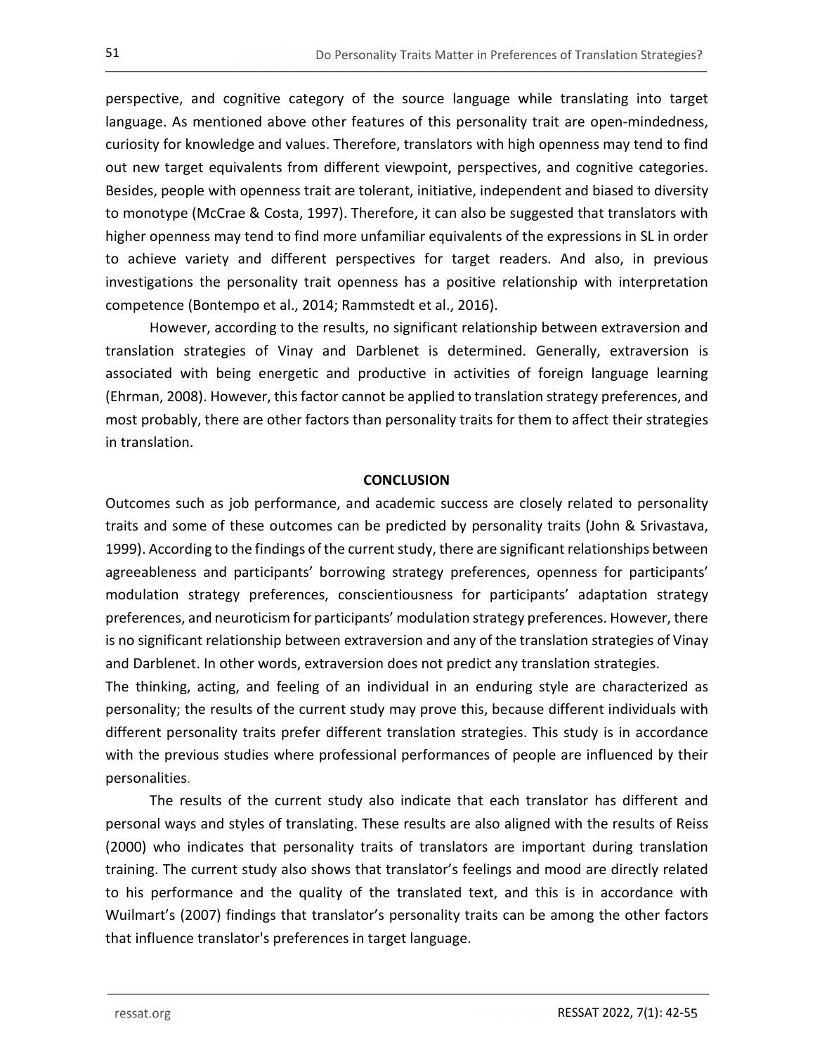perspective, and cognitive category of the source language while translating into target language. As mentioned above other features of this personality trait are open-mindedness, curiosity for knowledge and values. Therefore, translators with high openness may tend to find out new target equivalents from different viewpoint, perspectives, and cognitive categories. Besides, people with openness trait are tolerant, initiative, independent and biased to diversity to monotype (McCrae & Costa, 1997). Therefore, it can also be suggested that translators with higher openness may tend to find more unfamiliar equivalents of the expressions in SL in order to achieve variety and different perspectives for target readers. And also, in previous investigations the personality trait openness has a positive relationship with interpretation competence (Bontempo et al., 2014; Rammstedt et al., 2016).

However, according to the results, no significant relationship between extraversion and translation strategies of Vinay and Darblenet is determined. Generally, extraversion is associated with being energetic and productive in activities of foreign language learning (Ehrman, 2008). However, this factor cannot be applied to translation strategy preferences, and most probably, there are other factors than personality traits for them to affect their strategies in translation.

## CONCLUSION

Outcomes such as job performance, and academic success are closely related to personality traits and some of these outcomes can be predicted by personality traits (John & Srivastava, 1999). According to the findings of the current study, there are significant relationships between agreeableness and participants' borrowing strategy preferences, openness for participants' modulation strategy preferences, conscientiousness for participants' adaptation strategy preferences, and neuroticism for participants' modulation strategy preferences. However, there is no significant relationship between extraversion and any of the translation strategies of Vinay and Darblenet. In other words, extraversion does not predict any translation strategies.

The thinking, acting, and feeling of an individual in an enduring style are characterized as personality; the results of the current study may prove this, because different individuals with different personality traits prefer different translation strategies. This study is in accordance with the previous studies where professional performances of people are influenced by their personalities.

The results of the current study also indicate that each translator has different and personal ways and styles of translating. These results are also aligned with the results of Reiss (2000) who indicates that personality traits of translators are important during translation training. The current study also shows that translator's feelings and mood are directly related to his performance and the quality of the translated text, and this is in accordance with Wuilmart's (2007) findings that translator's personality traits can be among the other factors that influence translator's preferences in target language.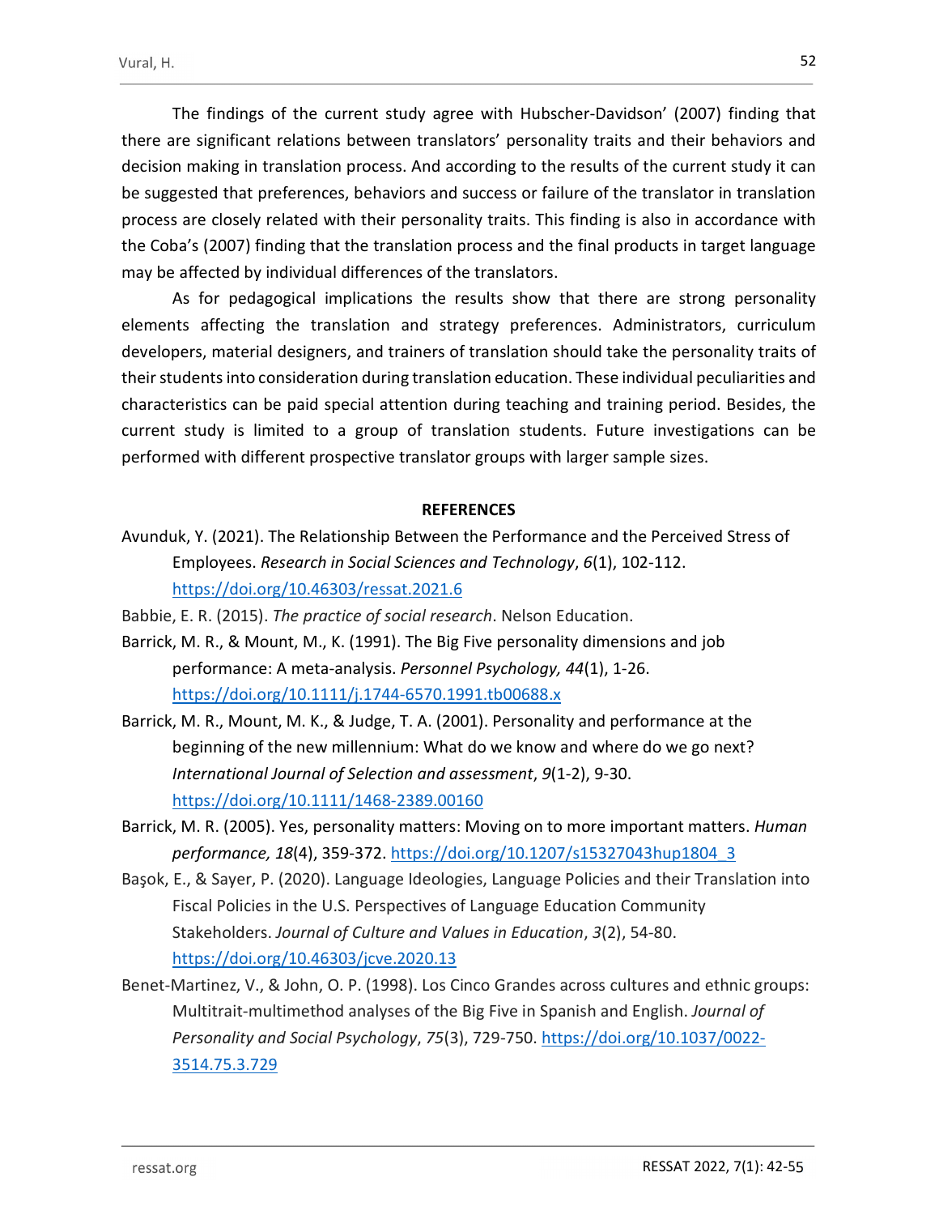The findings of the current study agree with Hubscher-Davidson' (2007) finding that there are significant relations between translators' personality traits and their behaviors and decision making in translation process. And according to the results of the current study it can be suggested that preferences, behaviors and success or failure of the translator in translation process are closely related with their personality traits. This finding is also in accordance with the Coba's (2007) finding that the translation process and the final products in target language may be affected by individual differences of the translators.

As for pedagogical implications the results show that there are strong personality elements affecting the translation and strategy preferences. Administrators, curriculum developers, material designers, and trainers of translation should take the personality traits of their students into consideration during translation education. These individual peculiarities and characteristics can be paid special attention during teaching and training period. Besides, the current study is limited to a group of translation students. Future investigations can be performed with different prospective translator groups with larger sample sizes.

## REFERENCES

Avunduk, Y. (2021). The Relationship Between the Performance and the Perceived Stress of Employees. *Research in Social Sciences and Technology*, *6*(1), 102-112. https://doi.org/10.46303/ressat.2021.6

Babbie, E. R. (2015). *The practice of social research*. Nelson Education.

Barrick, M. R., & Mount, M., K. (1991). The Big Five personality dimensions and job performance: A meta-analysis. *Personnel Psychology, 44*(1), 1-26. https://doi.org/10.1111/j.1744-6570.1991.tb00688.x

Barrick, M. R., Mount, M. K., & Judge, T. A. (2001). Personality and performance at the beginning of the new millennium: What do we know and where do we go next? *International Journal of Selection and assessment*, *9*(1-2), 9-30. https://doi.org/10.1111/1468-2389.00160

Barrick, M. R. (2005). Yes, personality matters: Moving on to more important matters. *Human performance, 18*(4), 359-372. https://doi.org/10.1207/s15327043hup1804_3

Başok, E., & Sayer, P. (2020). Language Ideologies, Language Policies and their Translation into Fiscal Policies in the U.S. Perspectives of Language Education Community Stakeholders. *Journal of Culture and Values in Education*, *3*(2), 54-80. https://doi.org/10.46303/jcve.2020.13

Benet-Martinez, V., & John, O. P. (1998). Los Cinco Grandes across cultures and ethnic groups: Multitrait-multimethod analyses of the Big Five in Spanish and English. *Journal of Personality and Social Psychology*, *75*(3), 729-750. https://doi.org/10.1037/0022-3514.75.3.729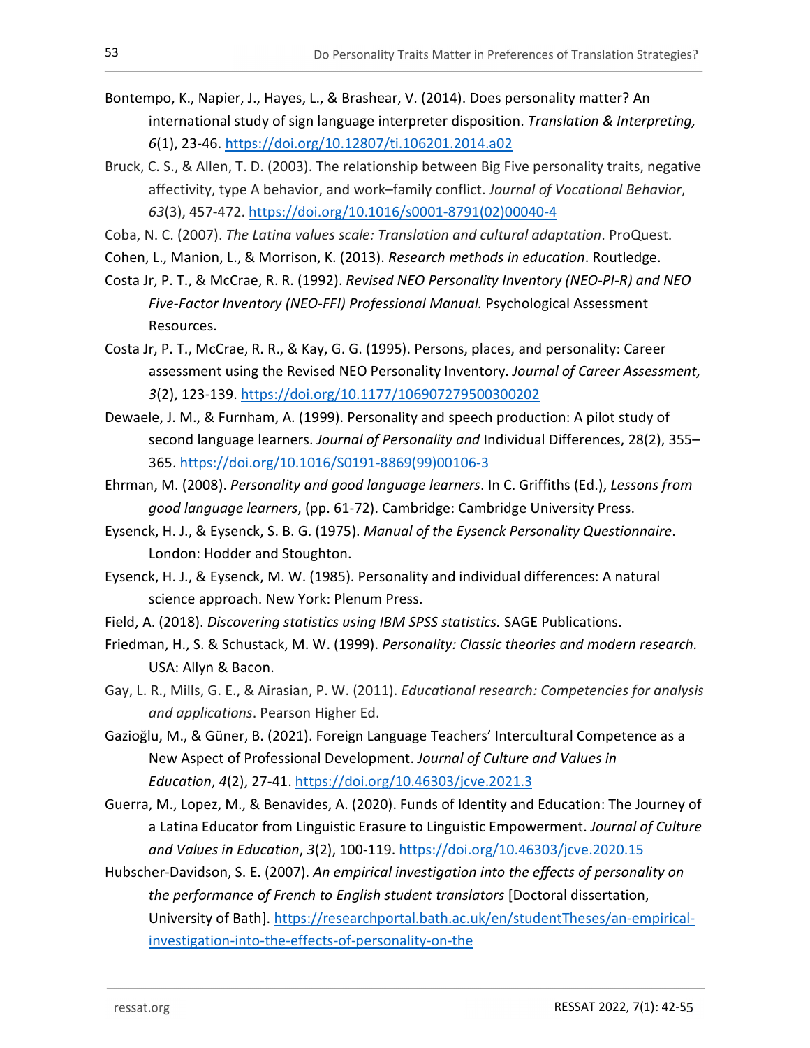Bontempo, K., Napier, J., Hayes, L., & Brashear, V. (2014). Does personality matter? An international study of sign language interpreter disposition. *Translation & Interpreting, 6*(1), 23-46. https://doi.org/10.12807/ti.106201.2014.a02

Bruck, C. S., & Allen, T. D. (2003). The relationship between Big Five personality traits, negative affectivity, type A behavior, and work–family conflict. *Journal of Vocational Behavior*, *63*(3), 457-472. https://doi.org/10.1016/s0001-8791(02)00040-4

Coba, N. C. (2007). *The Latina values scale: Translation and cultural adaptation*. ProQuest.

Cohen, L., Manion, L., & Morrison, K. (2013). *Research methods in education*. Routledge.

Costa Jr, P. T., & McCrae, R. R. (1992). *Revised NEO Personality Inventory (NEO-PI-R) and NEO Five-Factor Inventory (NEO-FFI) Professional Manual.* Psychological Assessment Resources.

Costa Jr, P. T., McCrae, R. R., & Kay, G. G. (1995). Persons, places, and personality: Career assessment using the Revised NEO Personality Inventory. *Journal of Career Assessment, 3*(2), 123-139. https://doi.org/10.1177/106907279500300202

Dewaele, J. M., & Furnham, A. (1999). Personality and speech production: A pilot study of second language learners. *Journal of Personality and* Individual Differences, 28(2), 355–365. https://doi.org/10.1016/S0191-8869(99)00106-3

Ehrman, M. (2008). *Personality and good language learners*. In C. Griffiths (Ed.), *Lessons from good language learners*, (pp. 61-72). Cambridge: Cambridge University Press.

Eysenck, H. J., & Eysenck, S. B. G. (1975). *Manual of the Eysenck Personality Questionnaire*. London: Hodder and Stoughton.

Eysenck, H. J., & Eysenck, M. W. (1985). Personality and individual differences: A natural science approach. New York: Plenum Press.

Field, A. (2018). *Discovering statistics using IBM SPSS statistics.* SAGE Publications.

Friedman, H., S. & Schustack, M. W. (1999). *Personality: Classic theories and modern research.* USA: Allyn & Bacon.

Gay, L. R., Mills, G. E., & Airasian, P. W. (2011). *Educational research: Competencies for analysis and applications*. Pearson Higher Ed.

Gazioğlu, M., & Güner, B. (2021). Foreign Language Teachers' Intercultural Competence as a New Aspect of Professional Development. *Journal of Culture and Values in Education*, *4*(2), 27-41. https://doi.org/10.46303/jcve.2021.3

Guerra, M., Lopez, M., & Benavides, A. (2020). Funds of Identity and Education: The Journey of a Latina Educator from Linguistic Erasure to Linguistic Empowerment. *Journal of Culture and Values in Education*, *3*(2), 100-119. https://doi.org/10.46303/jcve.2020.15

Hubscher-Davidson, S. E. (2007). *An empirical investigation into the effects of personality on the performance of French to English student translators* [Doctoral dissertation, University of Bath]. https://researchportal.bath.ac.uk/en/studentTheses/an-empirical-investigation-into-the-effects-of-personality-on-the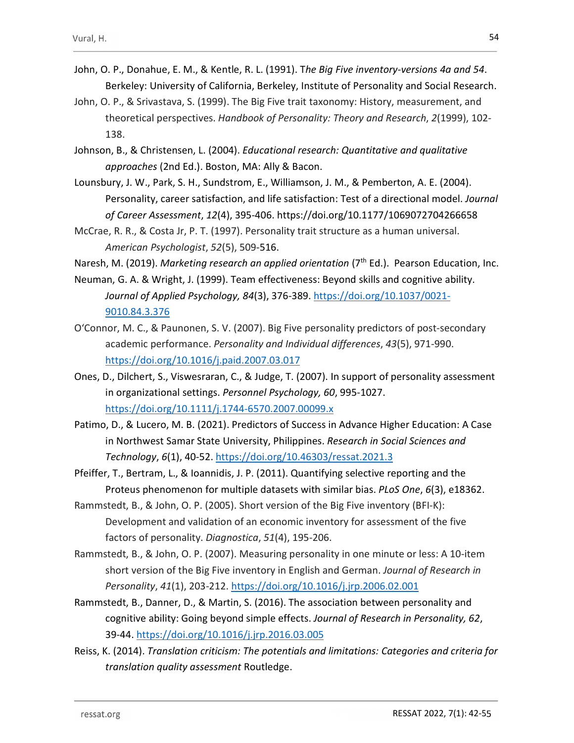John, O. P., Donahue, E. M., & Kentle, R. L. (1991). T*he Big Five inventory-versions 4a and 54*. Berkeley: University of California, Berkeley, Institute of Personality and Social Research.

John, O. P., & Srivastava, S. (1999). The Big Five trait taxonomy: History, measurement, and theoretical perspectives. *Handbook of Personality: Theory and Research*, *2*(1999), 102-138.

Johnson, B., & Christensen, L. (2004). *Educational research: Quantitative and qualitative approaches* (2nd Ed.). Boston, MA: Ally & Bacon.

Lounsbury, J. W., Park, S. H., Sundstrom, E., Williamson, J. M., & Pemberton, A. E. (2004). Personality, career satisfaction, and life satisfaction: Test of a directional model. *Journal of Career Assessment*, *12*(4), 395-406. https://doi.org/10.1177/1069072704266658

McCrae, R. R., & Costa Jr, P. T. (1997). Personality trait structure as a human universal. *American Psychologist*, *52*(5), 509-516.

Naresh, M. (2019). *Marketing research an applied orientation* (7th Ed.). Pearson Education, Inc.

Neuman, G. A. & Wright, J. (1999). Team effectiveness: Beyond skills and cognitive ability. *Journal of Applied Psychology, 84*(3), 376-389. https://doi.org/10.1037/0021-9010.84.3.376

O'Connor, M. C., & Paunonen, S. V. (2007). Big Five personality predictors of post-secondary academic performance. *Personality and Individual differences*, *43*(5), 971-990. https://doi.org/10.1016/j.paid.2007.03.017

Ones, D., Dilchert, S., Viswesraran, C., & Judge, T. (2007). In support of personality assessment in organizational settings. *Personnel Psychology, 60*, 995-1027. https://doi.org/10.1111/j.1744-6570.2007.00099.x

Patimo, D., & Lucero, M. B. (2021). Predictors of Success in Advance Higher Education: A Case in Northwest Samar State University, Philippines. *Research in Social Sciences and Technology*, *6*(1), 40-52. https://doi.org/10.46303/ressat.2021.3

Pfeiffer, T., Bertram, L., & Ioannidis, J. P. (2011). Quantifying selective reporting and the Proteus phenomenon for multiple datasets with similar bias. *PLoS One*, *6*(3), e18362.

Rammstedt, B., & John, O. P. (2005). Short version of the Big Five inventory (BFI-K): Development and validation of an economic inventory for assessment of the five factors of personality. *Diagnostica*, *51*(4), 195-206.

Rammstedt, B., & John, O. P. (2007). Measuring personality in one minute or less: A 10-item short version of the Big Five inventory in English and German. *Journal of Research in Personality*, *41*(1), 203-212. https://doi.org/10.1016/j.jrp.2006.02.001

Rammstedt, B., Danner, D., & Martin, S. (2016). The association between personality and cognitive ability: Going beyond simple effects. *Journal of Research in Personality, 62*, 39-44. https://doi.org/10.1016/j.jrp.2016.03.005

Reiss, K. (2014). *Translation criticism: The potentials and limitations: Categories and criteria for translation quality assessment* Routledge.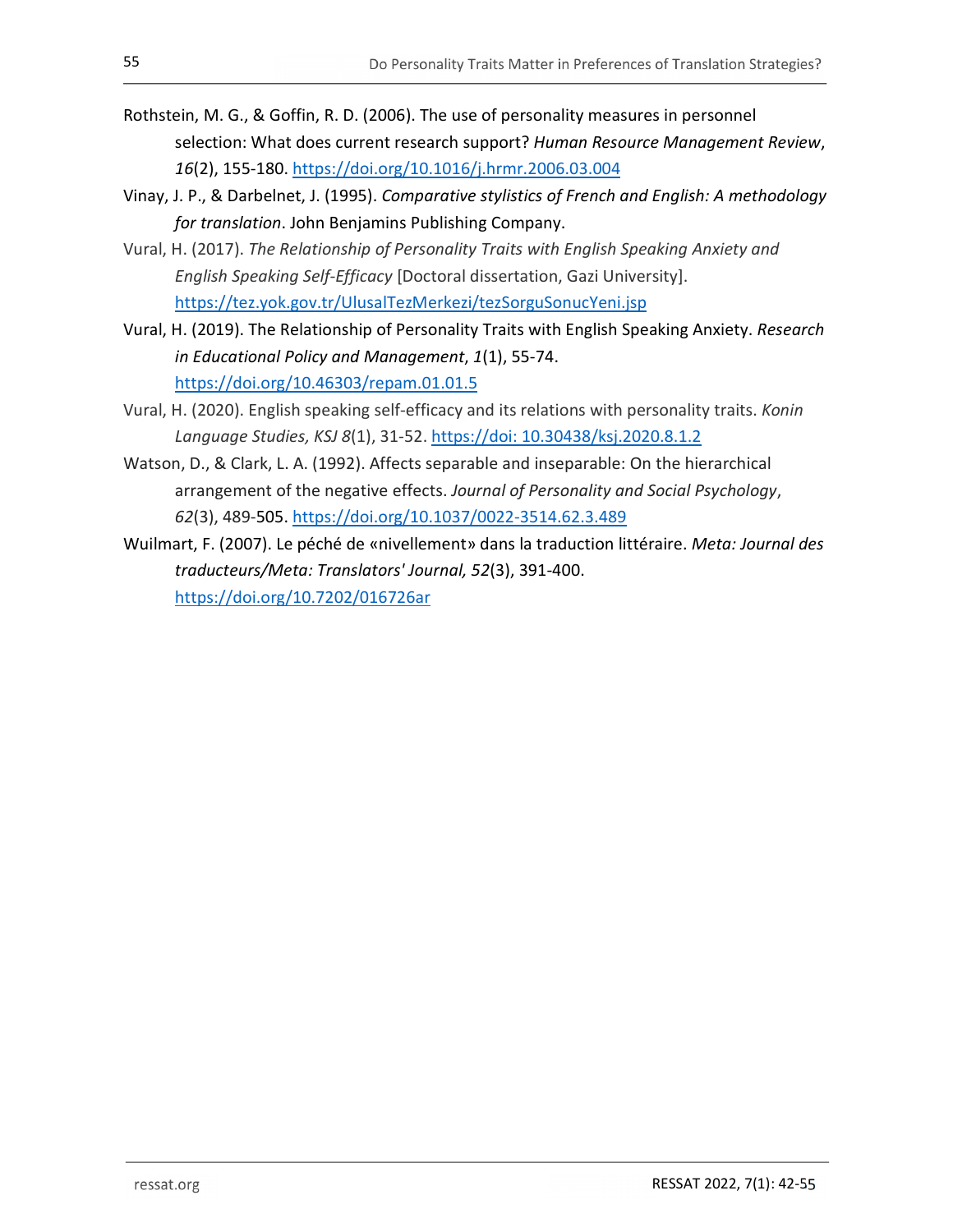Rothstein, M. G., & Goffin, R. D. (2006). The use of personality measures in personnel selection: What does current research support? *Human Resource Management Review*, *16*(2), 155-180. https://doi.org/10.1016/j.hrmr.2006.03.004

Vinay, J. P., & Darbelnet, J. (1995). *Comparative stylistics of French and English: A methodology for translation*. John Benjamins Publishing Company.

Vural, H. (2017). *The Relationship of Personality Traits with English Speaking Anxiety and English Speaking Self-Efficacy* [Doctoral dissertation, Gazi University]. https://tez.yok.gov.tr/UlusalTezMerkezi/tezSorguSonucYeni.jsp

Vural, H. (2019). The Relationship of Personality Traits with English Speaking Anxiety. *Research in Educational Policy and Management*, *1*(1), 55-74. https://doi.org/10.46303/repam.01.01.5

Vural, H. (2020). English speaking self-efficacy and its relations with personality traits. *Konin Language Studies, KSJ 8*(1), 31-52. https://doi: 10.30438/ksj.2020.8.1.2

Watson, D., & Clark, L. A. (1992). Affects separable and inseparable: On the hierarchical arrangement of the negative effects. *Journal of Personality and Social Psychology*, *62*(3), 489-505. https://doi.org/10.1037/0022-3514.62.3.489

Wuilmart, F. (2007). Le péché de «nivellement» dans la traduction littéraire. *Meta: Journal des traducteurs/Meta: Translators' Journal, 52*(3), 391-400. https://doi.org/10.7202/016726ar